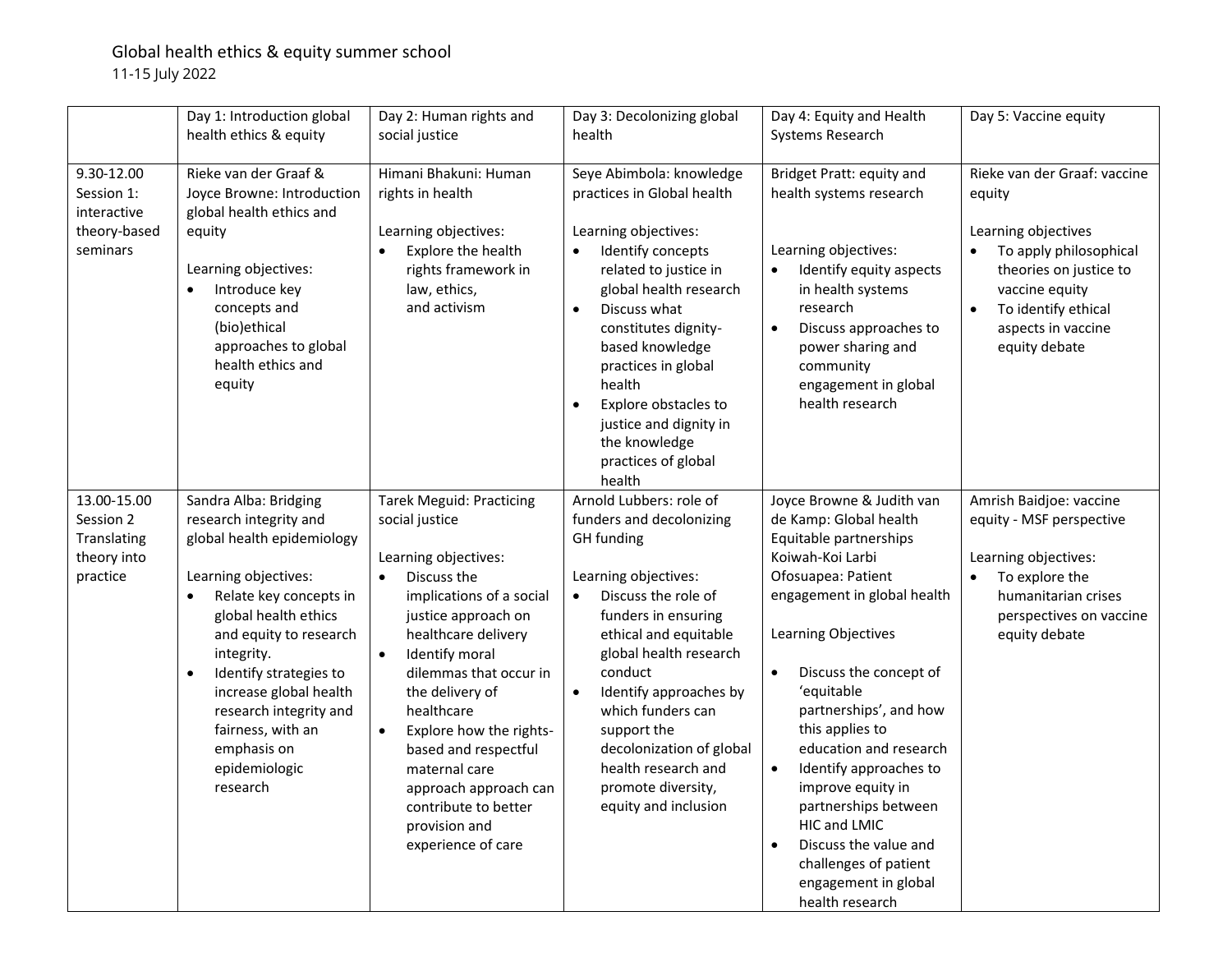# Global health ethics & equity summer school

11-15 July 2022

| | Day 1: Introduction global health ethics & equity | Day 2: Human rights and social justice | Day 3: Decolonizing global health | Day 4: Equity and Health Systems Research | Day 5: Vaccine equity |
|---|---|---|---|---|---|
| 9.30-12.00 Session 1: interactive theory-based seminars | Rieke van der Graaf & Joyce Browne: Introduction global health ethics and equity<br><br>Learning objectives:<br>• Introduce key concepts and (bio)ethical approaches to global health ethics and equity | Himani Bhakuni: Human rights in health<br><br>Learning objectives:<br>• Explore the health rights framework in law, ethics, and activism | Seye Abimbola: knowledge practices in Global health<br><br>Learning objectives:<br>• Identify concepts related to justice in global health research<br>• Discuss what constitutes dignity-based knowledge practices in global health<br>• Explore obstacles to justice and dignity in the knowledge practices of global health | Bridget Pratt: equity and health systems research<br><br>Learning objectives:<br>• Identify equity aspects in health systems research<br>• Discuss approaches to power sharing and community engagement in global health research | Rieke van der Graaf: vaccine equity<br><br>Learning objectives<br>• To apply philosophical theories on justice to vaccine equity<br>• To identify ethical aspects in vaccine equity debate |
| 13.00-15.00 Session 2 Translating theory into practice | Sandra Alba: Bridging research integrity and global health epidemiology<br><br>Learning objectives:<br>• Relate key concepts in global health ethics and equity to research integrity.<br>• Identify strategies to increase global health research integrity and fairness, with an emphasis on epidemiologic research | Tarek Meguid: Practicing social justice<br><br>Learning objectives:<br>• Discuss the implications of a social justice approach on healthcare delivery<br>• Identify moral dilemmas that occur in the delivery of healthcare<br>• Explore how the rights-based and respectful maternal care approach can contribute to better provision and experience of care | Arnold Lubbers: role of funders and decolonizing GH funding<br><br>Learning objectives:<br>• Discuss the role of funders in ensuring ethical and equitable global health research conduct<br>• Identify approaches by which funders can support the decolonization of global health research and promote diversity, equity and inclusion | Joyce Browne & Judith van de Kamp: Global health Equitable partnerships<br>Koiwah-Koi Larbi Ofosuapea: Patient engagement in global health<br><br>Learning Objectives<br><br>• Discuss the concept of 'equitable partnerships', and how this applies to education and research<br>• Identify approaches to improve equity in partnerships between HIC and LMIC<br>• Discuss the value and challenges of patient engagement in global health research | Amrish Baidjoe: vaccine equity - MSF perspective<br><br>Learning objectives:<br>• To explore the humanitarian crises perspectives on vaccine equity debate |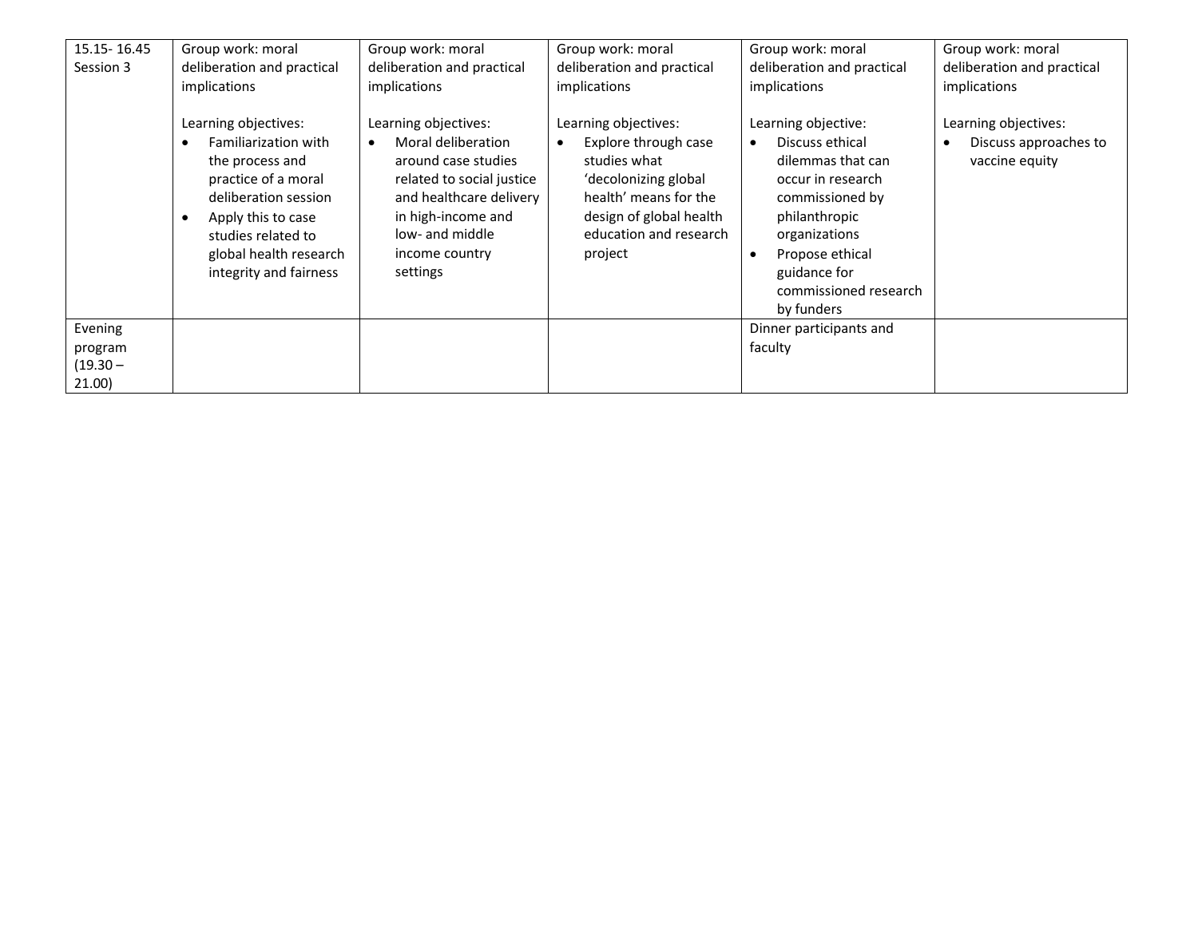| | | | | | |
|---|---|---|---|---|---|
| 15.15- 16.45 Session 3 | Group work: moral deliberation and practical implications<br><br>Learning objectives:<br>• Familiarization with the process and practice of a moral deliberation session<br>• Apply this to case studies related to global health research integrity and fairness | Group work: moral deliberation and practical implications<br><br>Learning objectives:<br>• Moral deliberation around case studies related to social justice and healthcare delivery in high-income and low- and middle income country settings | Group work: moral deliberation and practical implications<br><br>Learning objectives:<br>• Explore through case studies what 'decolonizing global health' means for the design of global health education and research project | Group work: moral deliberation and practical implications<br><br>Learning objective:<br>• Discuss ethical dilemmas that can occur in research commissioned by philanthropic organizations<br>• Propose ethical guidance for commissioned research by funders | Group work: moral deliberation and practical implications<br><br>Learning objectives:<br>• Discuss approaches to vaccine equity |
| Evening program (19.30 – 21.00) | | | | Dinner participants and faculty | |